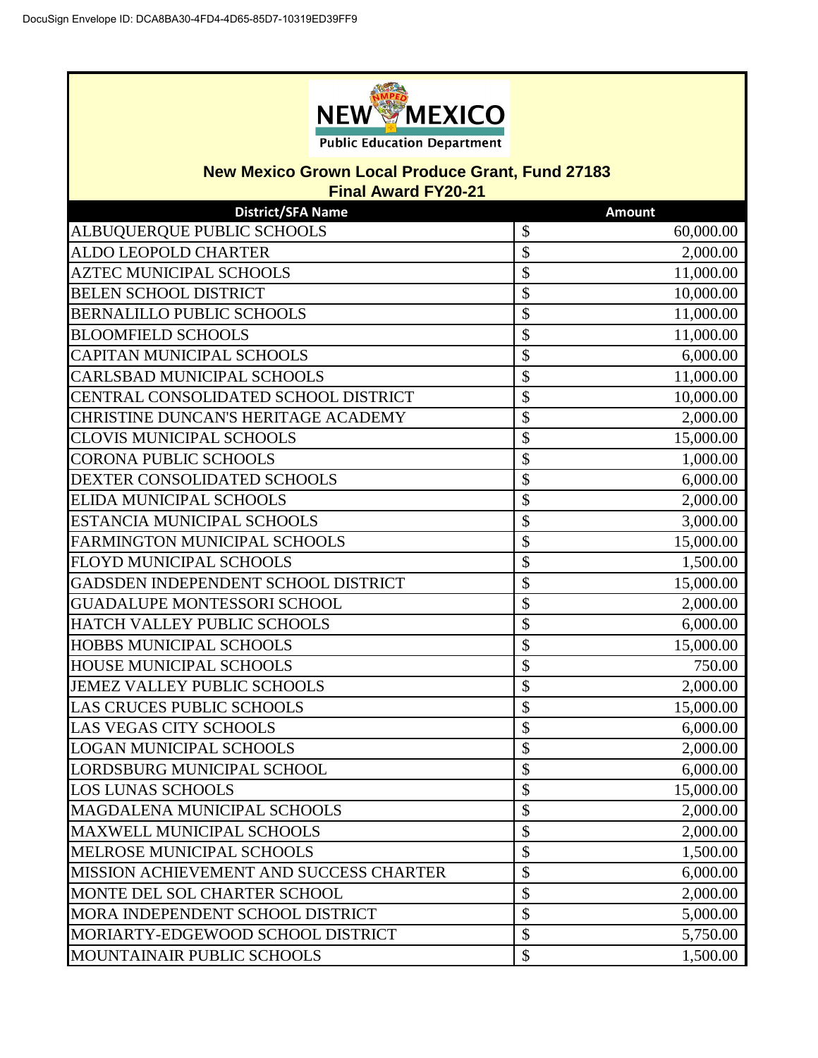New Mexico Public Education Department

## New Mexico Grown Local Produce Grant, Fund 27183
### Final Award FY20-21

| District/SFA Name | Amount |
|---|---|
| ALBUQUERQUE PUBLIC SCHOOLS | $ 60,000.00 |
| ALDO LEOPOLD CHARTER | $ 2,000.00 |
| AZTEC MUNICIPAL SCHOOLS | $ 11,000.00 |
| BELEN SCHOOL DISTRICT | $ 10,000.00 |
| BERNALILLO PUBLIC SCHOOLS | $ 11,000.00 |
| BLOOMFIELD SCHOOLS | $ 11,000.00 |
| CAPITAN MUNICIPAL SCHOOLS | $ 6,000.00 |
| CARLSBAD MUNICIPAL SCHOOLS | $ 11,000.00 |
| CENTRAL CONSOLIDATED SCHOOL DISTRICT | $ 10,000.00 |
| CHRISTINE DUNCAN'S HERITAGE ACADEMY | $ 2,000.00 |
| CLOVIS MUNICIPAL SCHOOLS | $ 15,000.00 |
| CORONA PUBLIC SCHOOLS | $ 1,000.00 |
| DEXTER CONSOLIDATED SCHOOLS | $ 6,000.00 |
| ELIDA MUNICIPAL SCHOOLS | $ 2,000.00 |
| ESTANCIA MUNICIPAL SCHOOLS | $ 3,000.00 |
| FARMINGTON MUNICIPAL SCHOOLS | $ 15,000.00 |
| FLOYD MUNICIPAL SCHOOLS | $ 1,500.00 |
| GADSDEN INDEPENDENT SCHOOL DISTRICT | $ 15,000.00 |
| GUADALUPE MONTESSORI SCHOOL | $ 2,000.00 |
| HATCH VALLEY PUBLIC SCHOOLS | $ 6,000.00 |
| HOBBS MUNICIPAL SCHOOLS | $ 15,000.00 |
| HOUSE MUNICIPAL SCHOOLS | $ 750.00 |
| JEMEZ VALLEY PUBLIC SCHOOLS | $ 2,000.00 |
| LAS CRUCES PUBLIC SCHOOLS | $ 15,000.00 |
| LAS VEGAS CITY SCHOOLS | $ 6,000.00 |
| LOGAN MUNICIPAL SCHOOLS | $ 2,000.00 |
| LORDSBURG MUNICIPAL SCHOOL | $ 6,000.00 |
| LOS LUNAS SCHOOLS | $ 15,000.00 |
| MAGDALENA MUNICIPAL SCHOOLS | $ 2,000.00 |
| MAXWELL MUNICIPAL SCHOOLS | $ 2,000.00 |
| MELROSE MUNICIPAL SCHOOLS | $ 1,500.00 |
| MISSION ACHIEVEMENT AND SUCCESS CHARTER | $ 6,000.00 |
| MONTE DEL SOL CHARTER SCHOOL | $ 2,000.00 |
| MORA INDEPENDENT SCHOOL DISTRICT | $ 5,000.00 |
| MORIARTY-EDGEWOOD SCHOOL DISTRICT | $ 5,750.00 |
| MOUNTAINAIR PUBLIC SCHOOLS | $ 1,500.00 |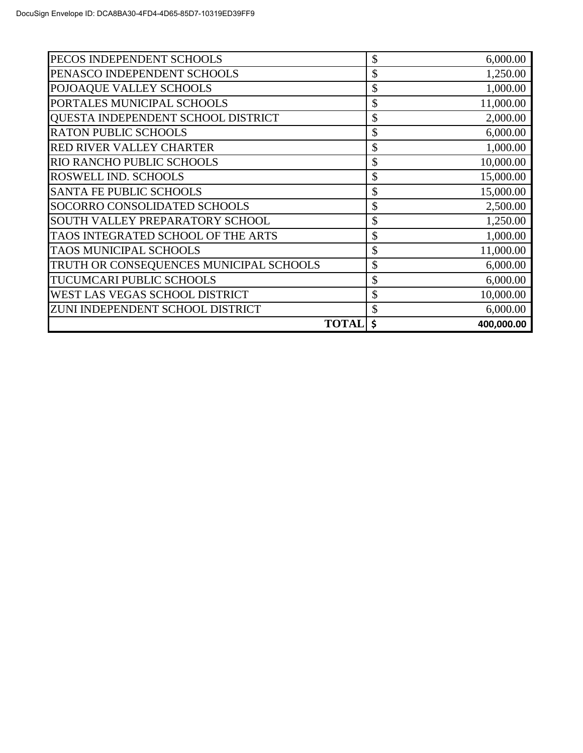| | | |
|---|---|---|
| PECOS INDEPENDENT SCHOOLS | $ | 6,000.00 |
| PENASCO INDEPENDENT SCHOOLS | $ | 1,250.00 |
| POJOAQUE VALLEY SCHOOLS | $ | 1,000.00 |
| PORTALES MUNICIPAL SCHOOLS | $ | 11,000.00 |
| QUESTA INDEPENDENT SCHOOL DISTRICT | $ | 2,000.00 |
| RATON PUBLIC SCHOOLS | $ | 6,000.00 |
| RED RIVER VALLEY CHARTER | $ | 1,000.00 |
| RIO RANCHO PUBLIC SCHOOLS | $ | 10,000.00 |
| ROSWELL IND. SCHOOLS | $ | 15,000.00 |
| SANTA FE PUBLIC SCHOOLS | $ | 15,000.00 |
| SOCORRO CONSOLIDATED SCHOOLS | $ | 2,500.00 |
| SOUTH VALLEY PREPARATORY SCHOOL | $ | 1,250.00 |
| TAOS INTEGRATED SCHOOL OF THE ARTS | $ | 1,000.00 |
| TAOS MUNICIPAL SCHOOLS | $ | 11,000.00 |
| TRUTH OR CONSEQUENCES MUNICIPAL SCHOOLS | $ | 6,000.00 |
| TUCUMCARI PUBLIC SCHOOLS | $ | 6,000.00 |
| WEST LAS VEGAS SCHOOL DISTRICT | $ | 10,000.00 |
| ZUNI INDEPENDENT SCHOOL DISTRICT | $ | 6,000.00 |
| **TOTAL** | **$** | **400,000.00** |